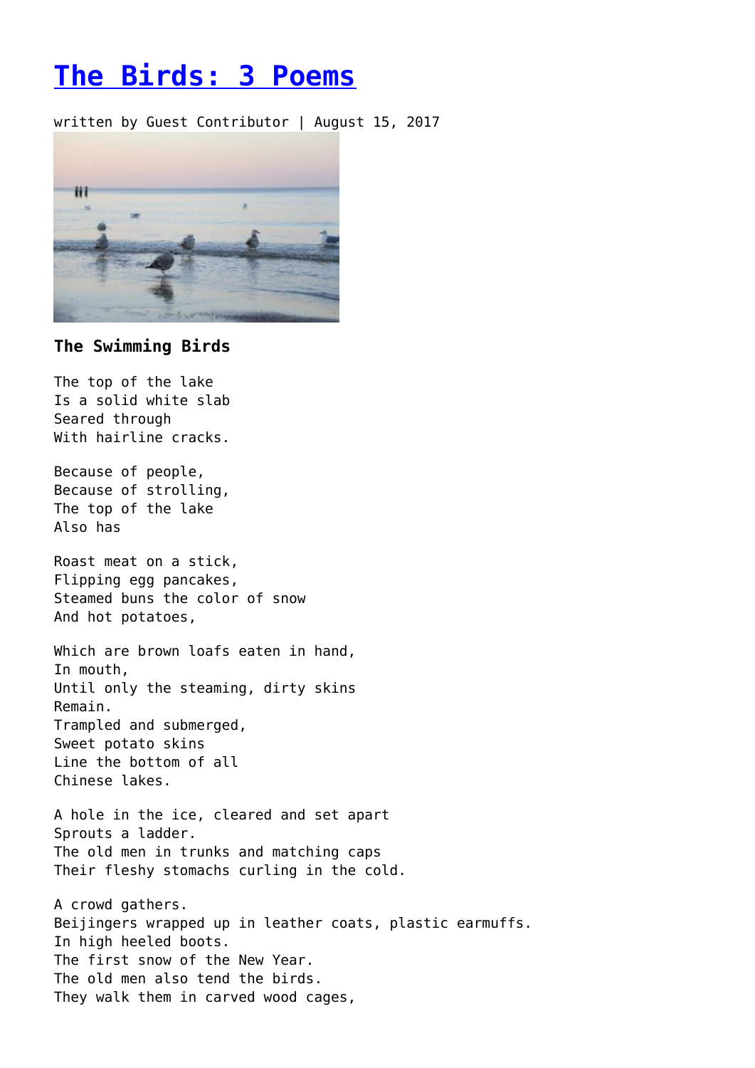# The Birds: 3 Poems

written by Guest Contributor | August 15, 2017

### The Swimming Birds

The top of the lake
Is a solid white slab
Seared through
With hairline cracks.

Because of people,
Because of strolling,
The top of the lake
Also has

Roast meat on a stick,
Flipping egg pancakes,
Steamed buns the color of snow
And hot potatoes,

Which are brown loafs eaten in hand,
In mouth,
Until only the steaming, dirty skins
Remain.
Trampled and submerged,
Sweet potato skins
Line the bottom of all
Chinese lakes.

A hole in the ice, cleared and set apart
Sprouts a ladder.
The old men in trunks and matching caps
Their fleshy stomachs curling in the cold.

A crowd gathers.
Beijingers wrapped up in leather coats, plastic earmuffs.
In high heeled boots.
The first snow of the New Year.
The old men also tend the birds.
They walk them in carved wood cages,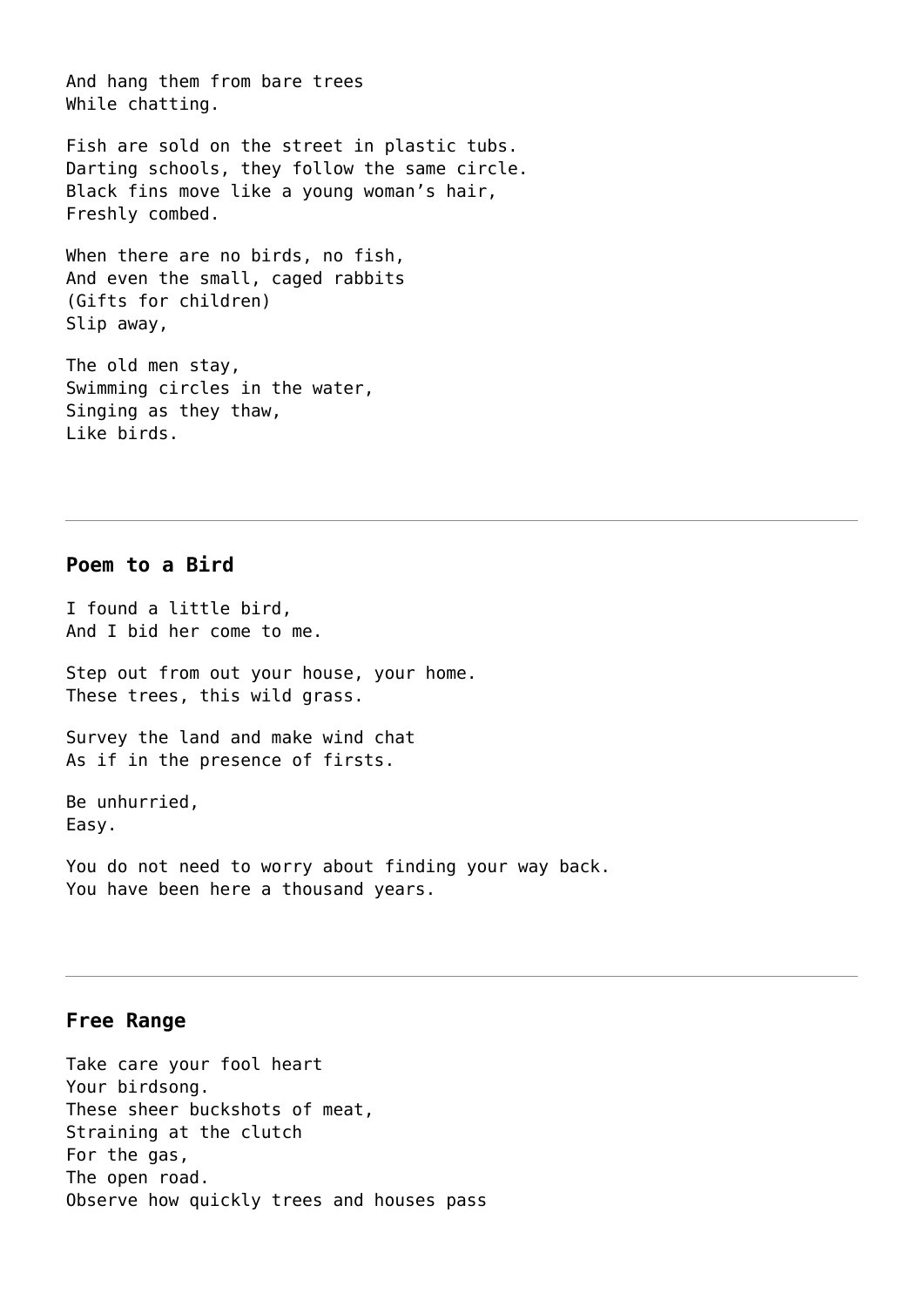And hang them from bare trees  
While chatting.

Fish are sold on the street in plastic tubs.  
Darting schools, they follow the same circle.  
Black fins move like a young woman's hair,  
Freshly combed.

When there are no birds, no fish,  
And even the small, caged rabbits  
(Gifts for children)  
Slip away,

The old men stay,  
Swimming circles in the water,  
Singing as they thaw,  
Like birds.

---

### **Poem to a Bird**

I found a little bird,  
And I bid her come to me.

Step out from out your house, your home.  
These trees, this wild grass.

Survey the land and make wind chat  
As if in the presence of firsts.

Be unhurried,  
Easy.

You do not need to worry about finding your way back.  
You have been here a thousand years.

---

### **Free Range**

Take care your fool heart  
Your birdsong.  
These sheer buckshots of meat,  
Straining at the clutch  
For the gas,  
The open road.  
Observe how quickly trees and houses pass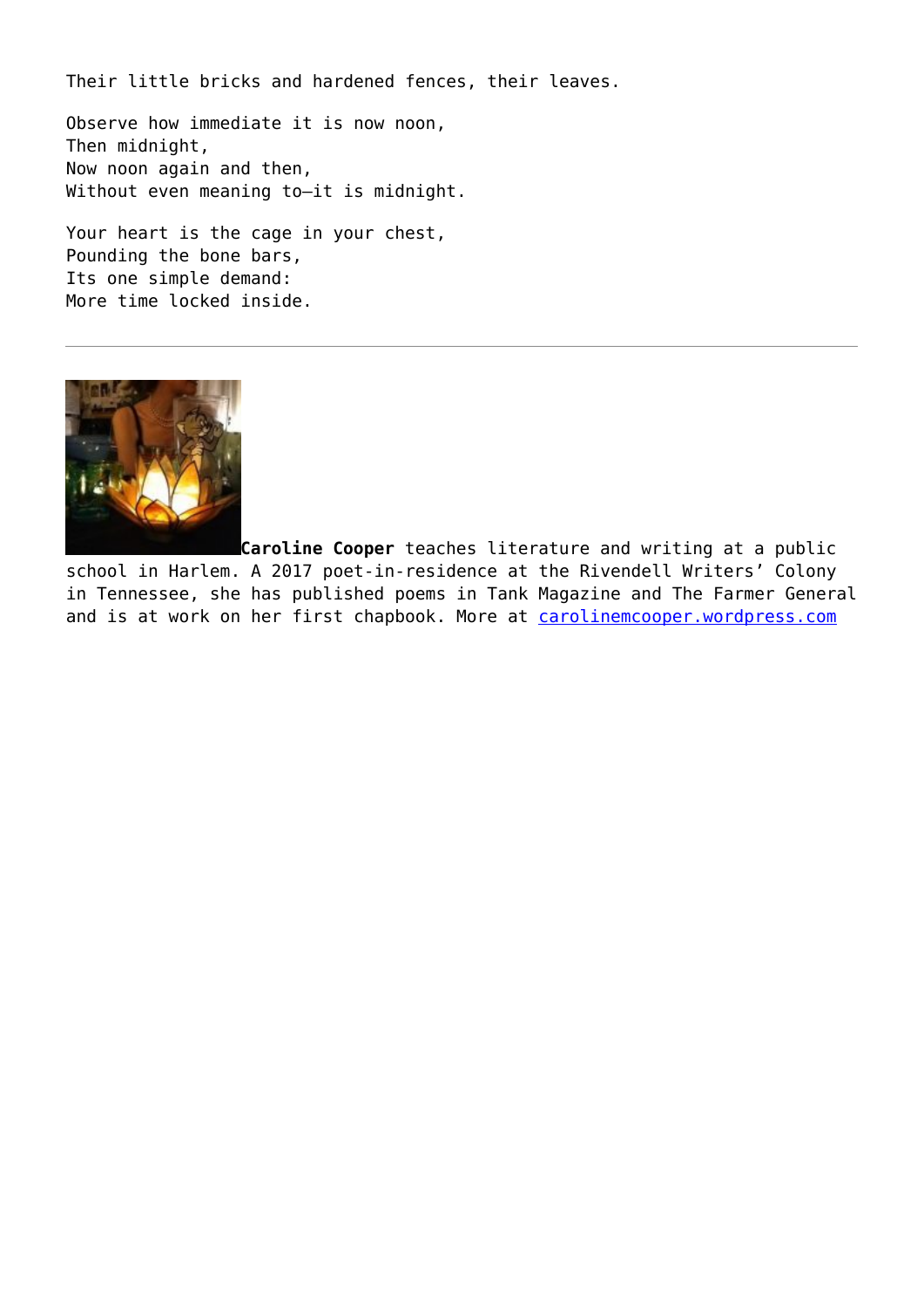Their little bricks and hardened fences, their leaves.

Observe how immediate it is now noon,  
Then midnight,  
Now noon again and then,  
Without even meaning to—it is midnight.

Your heart is the cage in your chest,  
Pounding the bone bars,  
Its one simple demand:  
More time locked inside.

---

**Caroline Cooper** teaches literature and writing at a public school in Harlem. A 2017 poet-in-residence at the Rivendell Writers' Colony in Tennessee, she has published poems in Tank Magazine and The Farmer General and is at work on her first chapbook. More at [carolinemcooper.wordpress.com](carolinemcooper.wordpress.com)